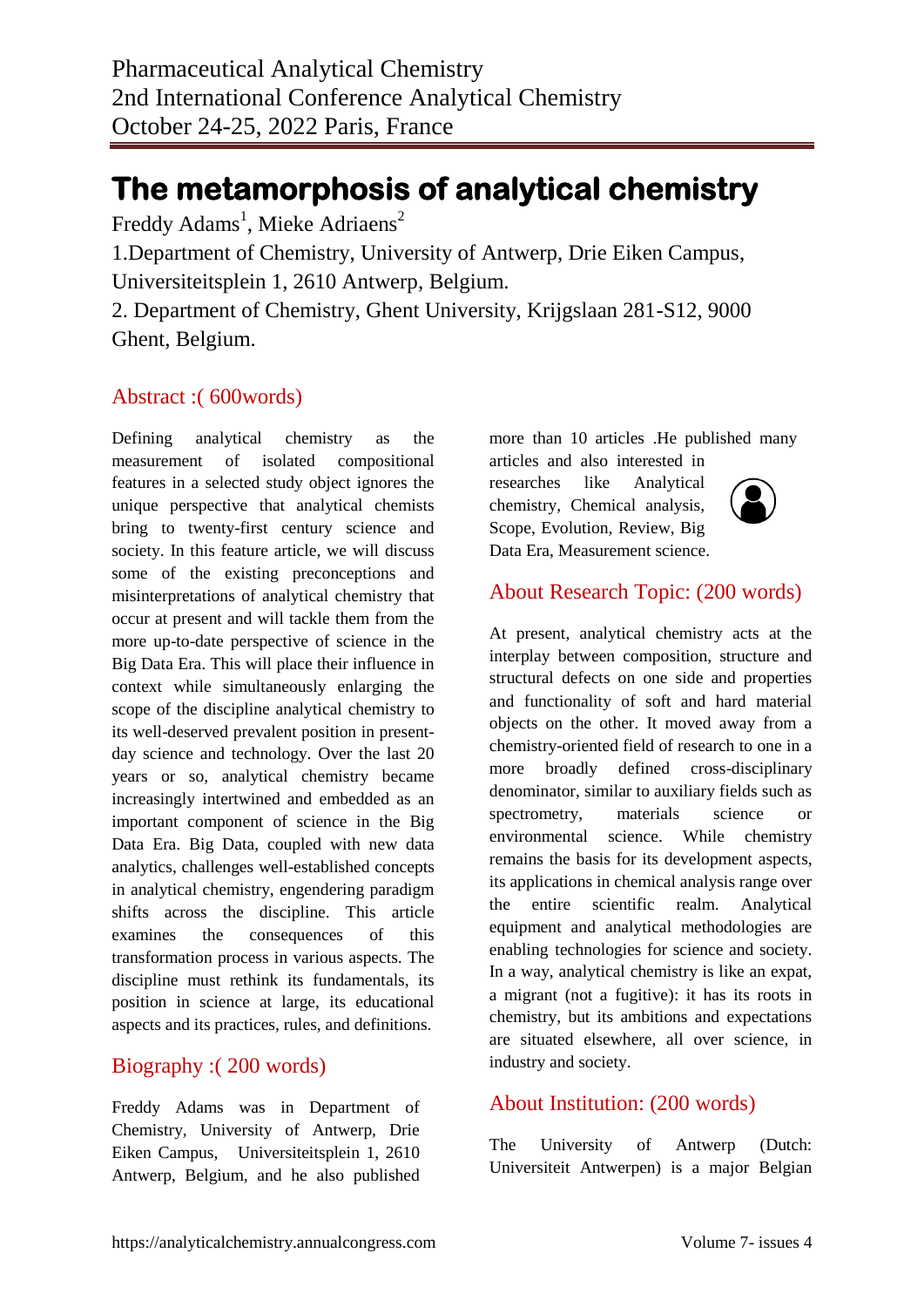Pharmaceutical Analytical Chemistry
2nd International Conference Analytical Chemistry
October 24-25, 2022 Paris, France

# The metamorphosis of analytical chemistry

Freddy Adams[1], Mieke Adriaens[2]

1.Department of Chemistry, University of Antwerp, Drie Eiken Campus, Universiteitsplein 1, 2610 Antwerp, Belgium.

2. Department of Chemistry, Ghent University, Krijgslaan 281-S12, 9000 Ghent, Belgium.

## Abstract :( 600words)

Defining analytical chemistry as the measurement of isolated compositional features in a selected study object ignores the unique perspective that analytical chemists bring to twenty-first century science and society. In this feature article, we will discuss some of the existing preconceptions and misinterpretations of analytical chemistry that occur at present and will tackle them from the more up-to-date perspective of science in the Big Data Era. This will place their influence in context while simultaneously enlarging the scope of the discipline analytical chemistry to its well-deserved prevalent position in present-day science and technology. Over the last 20 years or so, analytical chemistry became increasingly intertwined and embedded as an important component of science in the Big Data Era. Big Data, coupled with new data analytics, challenges well-established concepts in analytical chemistry, engendering paradigm shifts across the discipline. This article examines the consequences of this transformation process in various aspects. The discipline must rethink its fundamentals, its position in science at large, its educational aspects and its practices, rules, and definitions.

## Biography :( 200 words)

Freddy Adams was in Department of Chemistry, University of Antwerp, Drie Eiken Campus, Universiteitsplein 1, 2610 Antwerp, Belgium, and he also published more than 10 articles .He published many articles and also interested in researches like Analytical chemistry, Chemical analysis, Scope, Evolution, Review, Big Data Era, Measurement science.

## About Research Topic: (200 words)

At present, analytical chemistry acts at the interplay between composition, structure and structural defects on one side and properties and functionality of soft and hard material objects on the other. It moved away from a chemistry-oriented field of research to one in a more broadly defined cross-disciplinary denominator, similar to auxiliary fields such as spectrometry, materials science or environmental science. While chemistry remains the basis for its development aspects, its applications in chemical analysis range over the entire scientific realm. Analytical equipment and analytical methodologies are enabling technologies for science and society. In a way, analytical chemistry is like an expat, a migrant (not a fugitive): it has its roots in chemistry, but its ambitions and expectations are situated elsewhere, all over science, in industry and society.

## About Institution: (200 words)

The University of Antwerp (Dutch: Universiteit Antwerpen) is a major Belgian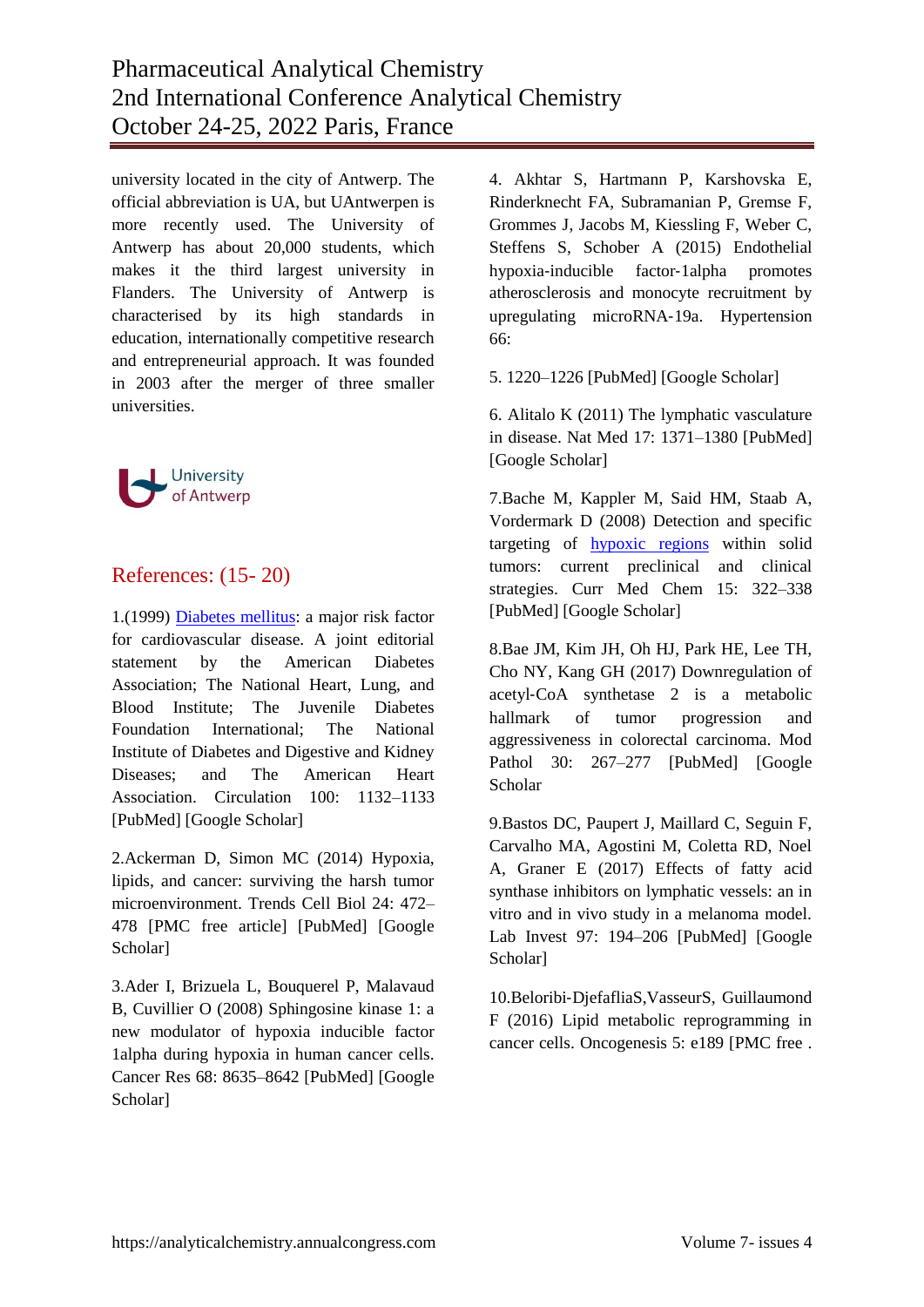university located in the city of Antwerp. The official abbreviation is UA, but UAntwerpen is more recently used. The University of Antwerp has about 20,000 students, which makes it the third largest university in Flanders. The University of Antwerp is characterised by its high standards in education, internationally competitive research and entrepreneurial approach. It was founded in 2003 after the merger of three smaller universities.

University of Antwerp

## References: (15- 20)

1.(1999) Diabetes mellitus: a major risk factor for cardiovascular disease. A joint editorial statement by the American Diabetes Association; The National Heart, Lung, and Blood Institute; The Juvenile Diabetes Foundation International; The National Institute of Diabetes and Digestive and Kidney Diseases; and The American Heart Association. Circulation 100: 1132–1133 [PubMed] [Google Scholar]

2.Ackerman D, Simon MC (2014) Hypoxia, lipids, and cancer: surviving the harsh tumor microenvironment. Trends Cell Biol 24: 472–478 [PMC free article] [PubMed] [Google Scholar]

3.Ader I, Brizuela L, Bouquerel P, Malavaud B, Cuvillier O (2008) Sphingosine kinase 1: a new modulator of hypoxia inducible factor 1alpha during hypoxia in human cancer cells. Cancer Res 68: 8635–8642 [PubMed] [Google Scholar]

4. Akhtar S, Hartmann P, Karshovska E, Rinderknecht FA, Subramanian P, Gremse F, Grommes J, Jacobs M, Kiessling F, Weber C, Steffens S, Schober A (2015) Endothelial hypoxia-inducible factor-1alpha promotes atherosclerosis and monocyte recruitment by upregulating microRNA-19a. Hypertension 66:

5. 1220–1226 [PubMed] [Google Scholar]

6. Alitalo K (2011) The lymphatic vasculature in disease. Nat Med 17: 1371–1380 [PubMed] [Google Scholar]

7.Bache M, Kappler M, Said HM, Staab A, Vordermark D (2008) Detection and specific targeting of hypoxic regions within solid tumors: current preclinical and clinical strategies. Curr Med Chem 15: 322–338 [PubMed] [Google Scholar]

8.Bae JM, Kim JH, Oh HJ, Park HE, Lee TH, Cho NY, Kang GH (2017) Downregulation of acetyl-CoA synthetase 2 is a metabolic hallmark of tumor progression and aggressiveness in colorectal carcinoma. Mod Pathol 30: 267–277 [PubMed] [Google Scholar

9.Bastos DC, Paupert J, Maillard C, Seguin F, Carvalho MA, Agostini M, Coletta RD, Noel A, Graner E (2017) Effects of fatty acid synthase inhibitors on lymphatic vessels: an in vitro and in vivo study in a melanoma model. Lab Invest 97: 194–206 [PubMed] [Google Scholar]

10.Beloribi-DjefafliaS,VasseurS, Guillaumond F (2016) Lipid metabolic reprogramming in cancer cells. Oncogenesis 5: e189 [PMC free .